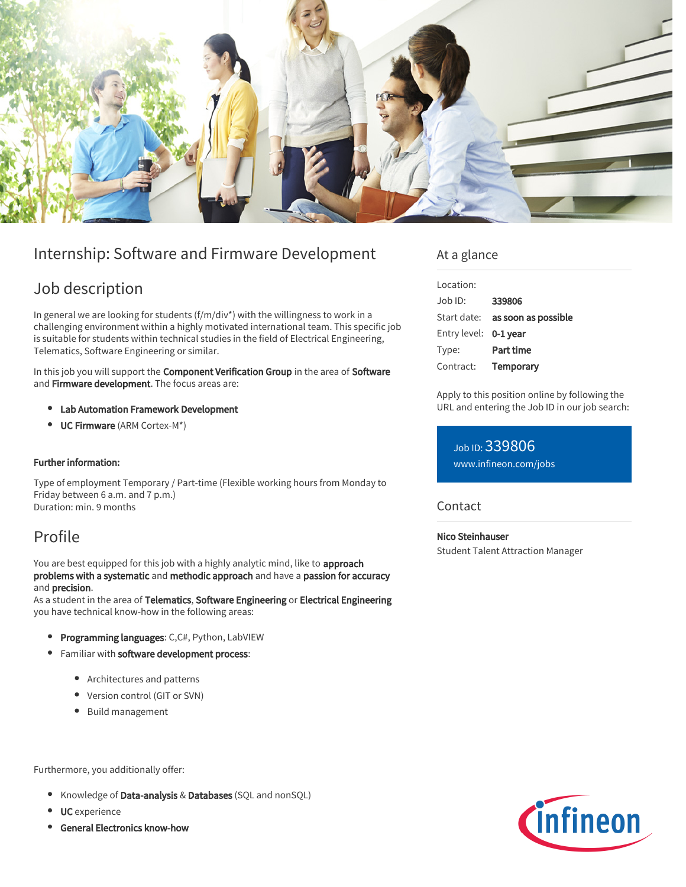# Internship: Software and Firmware Development

## Job description

In general we are looking for students (f/m/div*) with the willingness to work in a challenging environment within a highly motivated international team. This specific job is suitable for students within technical studies in the field of Electrical Engineering, Telematics, Software Engineering or similar.

In this job you will support the **Component Verification Group** in the area of **Software** and **Firmware development**. The focus areas are:

- **Lab Automation Framework Development**
- **UC Firmware** (ARM Cortex-M*)

**Further information:**

Type of employment Temporary / Part-time (Flexible working hours from Monday to Friday between 6 a.m. and 7 p.m.)
Duration: min. 9 months

## Profile

You are best equipped for this job with a highly analytic mind, like to **approach problems with a systematic** and **methodic approach** and have a **passion for accuracy** and **precision**.
As a student in the area of **Telematics**, **Software Engineering** or **Electrical Engineering** you have technical know-how in the following areas:

- **Programming languages**: C,C#, Python, LabVIEW
- Familiar with **software development process**:
  - Architectures and patterns
  - Version control (GIT or SVN)
  - Build management

Furthermore, you additionally offer:

- Knowledge of **Data-analysis** & **Databases** (SQL and nonSQL)
- **UC** experience
- **General Electronics know-how**

## At a glance

| | |
|---|---|
| Location: | |
| Job ID: | **339806** |
| Start date: | **as soon as possible** |
| Entry level: | **0-1 year** |
| Type: | **Part time** |
| Contract: | **Temporary** |

Apply to this position online by following the URL and entering the Job ID in our job search:

Job ID: 339806
www.infineon.com/jobs

## Contact

**Nico Steinhauser**
Student Talent Attraction Manager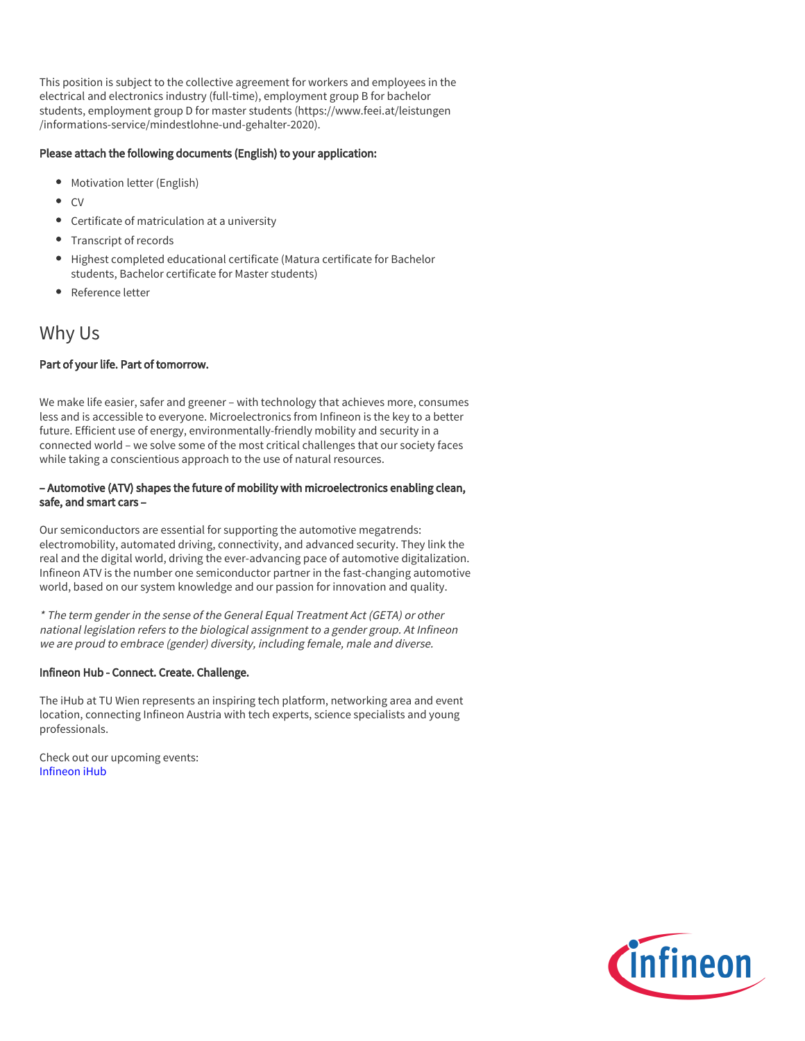This position is subject to the collective agreement for workers and employees in the electrical and electronics industry (full-time), employment group B for bachelor students, employment group D for master students (https://www.feei.at/leistungen/informations-service/mindestlohne-und-gehalter-2020).

**Please attach the following documents (English) to your application:**

- Motivation letter (English)
- CV
- Certificate of matriculation at a university
- Transcript of records
- Highest completed educational certificate (Matura certificate for Bachelor students, Bachelor certificate for Master students)
- Reference letter

## Why Us

**Part of your life. Part of tomorrow.**

We make life easier, safer and greener – with technology that achieves more, consumes less and is accessible to everyone. Microelectronics from Infineon is the key to a better future. Efficient use of energy, environmentally-friendly mobility and security in a connected world – we solve some of the most critical challenges that our society faces while taking a conscientious approach to the use of natural resources.

**– Automotive (ATV) shapes the future of mobility with microelectronics enabling clean, safe, and smart cars –**

Our semiconductors are essential for supporting the automotive megatrends: electromobility, automated driving, connectivity, and advanced security. They link the real and the digital world, driving the ever-advancing pace of automotive digitalization. Infineon ATV is the number one semiconductor partner in the fast-changing automotive world, based on our system knowledge and our passion for innovation and quality.

*\* The term gender in the sense of the General Equal Treatment Act (GETA) or other national legislation refers to the biological assignment to a gender group. At Infineon we are proud to embrace (gender) diversity, including female, male and diverse.*

**Infineon Hub - Connect. Create. Challenge.**

The iHub at TU Wien represents an inspiring tech platform, networking area and event location, connecting Infineon Austria with tech experts, science specialists and young professionals.

Check out our upcoming events:
Infineon iHub

infineon